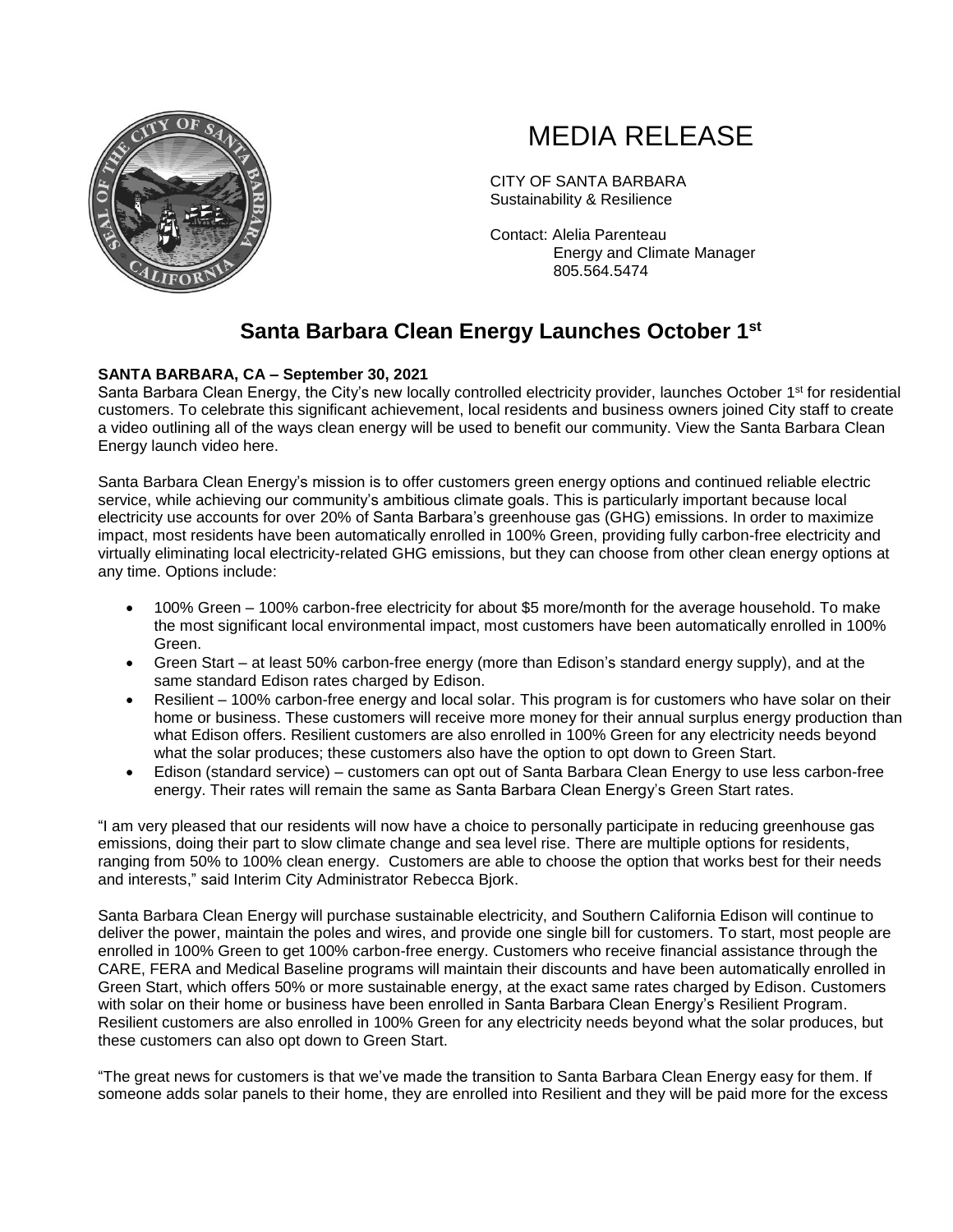# MEDIA RELEASE

CITY OF SANTA BARBARA
Sustainability & Resilience

Contact: Alelia Parenteau
Energy and Climate Manager
805.564.5474

## Santa Barbara Clean Energy Launches October 1st

**SANTA BARBARA, CA – September 30, 2021**
Santa Barbara Clean Energy, the City's new locally controlled electricity provider, launches October 1st for residential customers. To celebrate this significant achievement, local residents and business owners joined City staff to create a video outlining all of the ways clean energy will be used to benefit our community. View the Santa Barbara Clean Energy launch video here.

Santa Barbara Clean Energy's mission is to offer customers green energy options and continued reliable electric service, while achieving our community's ambitious climate goals. This is particularly important because local electricity use accounts for over 20% of Santa Barbara's greenhouse gas (GHG) emissions. In order to maximize impact, most residents have been automatically enrolled in 100% Green, providing fully carbon-free electricity and virtually eliminating local electricity-related GHG emissions, but they can choose from other clean energy options at any time. Options include:

- 100% Green – 100% carbon-free electricity for about $5 more/month for the average household. To make the most significant local environmental impact, most customers have been automatically enrolled in 100% Green.
- Green Start – at least 50% carbon-free energy (more than Edison's standard energy supply), and at the same standard Edison rates charged by Edison.
- Resilient – 100% carbon-free energy and local solar. This program is for customers who have solar on their home or business. These customers will receive more money for their annual surplus energy production than what Edison offers. Resilient customers are also enrolled in 100% Green for any electricity needs beyond what the solar produces; these customers also have the option to opt down to Green Start.
- Edison (standard service) – customers can opt out of Santa Barbara Clean Energy to use less carbon-free energy. Their rates will remain the same as Santa Barbara Clean Energy's Green Start rates.

"I am very pleased that our residents will now have a choice to personally participate in reducing greenhouse gas emissions, doing their part to slow climate change and sea level rise. There are multiple options for residents, ranging from 50% to 100% clean energy. Customers are able to choose the option that works best for their needs and interests," said Interim City Administrator Rebecca Bjork.

Santa Barbara Clean Energy will purchase sustainable electricity, and Southern California Edison will continue to deliver the power, maintain the poles and wires, and provide one single bill for customers. To start, most people are enrolled in 100% Green to get 100% carbon-free energy. Customers who receive financial assistance through the CARE, FERA and Medical Baseline programs will maintain their discounts and have been automatically enrolled in Green Start, which offers 50% or more sustainable energy, at the exact same rates charged by Edison. Customers with solar on their home or business have been enrolled in Santa Barbara Clean Energy's Resilient Program. Resilient customers are also enrolled in 100% Green for any electricity needs beyond what the solar produces, but these customers can also opt down to Green Start.

"The great news for customers is that we've made the transition to Santa Barbara Clean Energy easy for them. If someone adds solar panels to their home, they are enrolled into Resilient and they will be paid more for the excess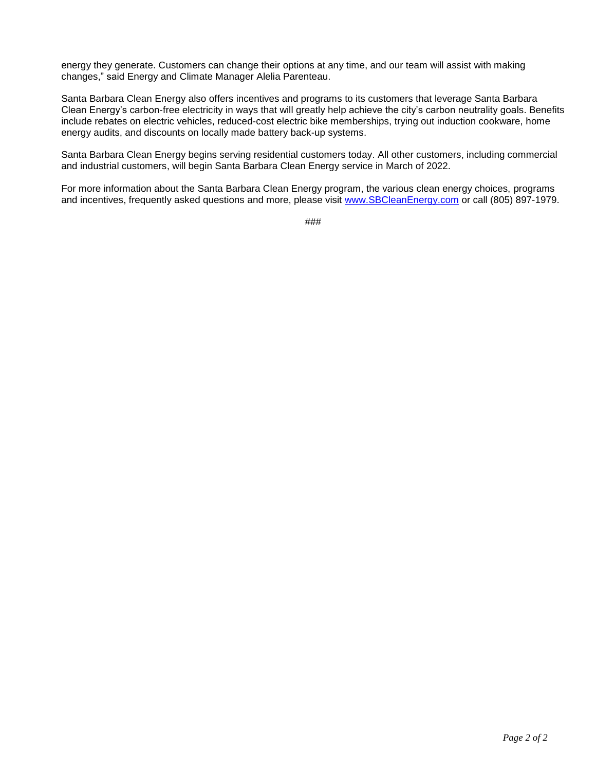energy they generate. Customers can change their options at any time, and our team will assist with making changes," said Energy and Climate Manager Alelia Parenteau.

Santa Barbara Clean Energy also offers incentives and programs to its customers that leverage Santa Barbara Clean Energy's carbon-free electricity in ways that will greatly help achieve the city's carbon neutrality goals. Benefits include rebates on electric vehicles, reduced-cost electric bike memberships, trying out induction cookware, home energy audits, and discounts on locally made battery back-up systems.

Santa Barbara Clean Energy begins serving residential customers today. All other customers, including commercial and industrial customers, will begin Santa Barbara Clean Energy service in March of 2022.

For more information about the Santa Barbara Clean Energy program, the various clean energy choices, programs and incentives, frequently asked questions and more, please visit [www.SBCleanEnergy.com](http://www.SBCleanEnergy.com) or call (805) 897-1979.

###